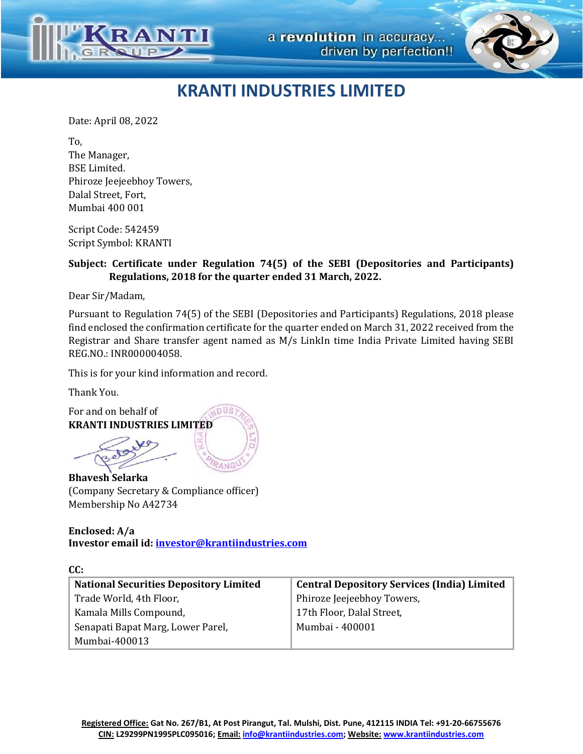# KRANTI INDUSTRIES LIMITED

Date: April 08, 2022

To,
The Manager,
BSE Limited.
Phiroze Jeejeebhoy Towers,
Dalal Street, Fort,
Mumbai 400 001

Script Code: 542459
Script Symbol: KRANTI

**Subject: Certificate under Regulation 74(5) of the SEBI (Depositories and Participants) Regulations, 2018 for the quarter ended 31 March, 2022.**

Dear Sir/Madam,

Pursuant to Regulation 74(5) of the SEBI (Depositories and Participants) Regulations, 2018 please find enclosed the confirmation certificate for the quarter ended on March 31, 2022 received from the Registrar and Share transfer agent named as M/s LinkIn time India Private Limited having SEBI REG.NO.: INR000004058.

This is for your kind information and record.

Thank You.

For and on behalf of
**KRANTI INDUSTRIES LIMITED**

**Bhavesh Selarka**
(Company Secretary & Compliance officer)
Membership No A42734

**Enclosed: A/a**
**Investor email id: investor@krantiindustries.com**

**CC:**

| **National Securities Depository Limited** | **Central Depository Services (India) Limited** |
|---|---|
| Trade World, 4th Floor, Kamala Mills Compound, Senapati Bapat Marg, Lower Parel, Mumbai-400013 | Phiroze Jeejeebhoy Towers, 17th Floor, Dalal Street, Mumbai - 400001 |

**Registered Office:** Gat No. 267/B1, At Post Pirangut, Tal. Mulshi, Dist. Pune, 412115 INDIA Tel: +91-20-66755676
**CIN:** L29299PN1995PLC095016; **Email:** info@krantiindustries.com; **Website:** www.krantiindustries.com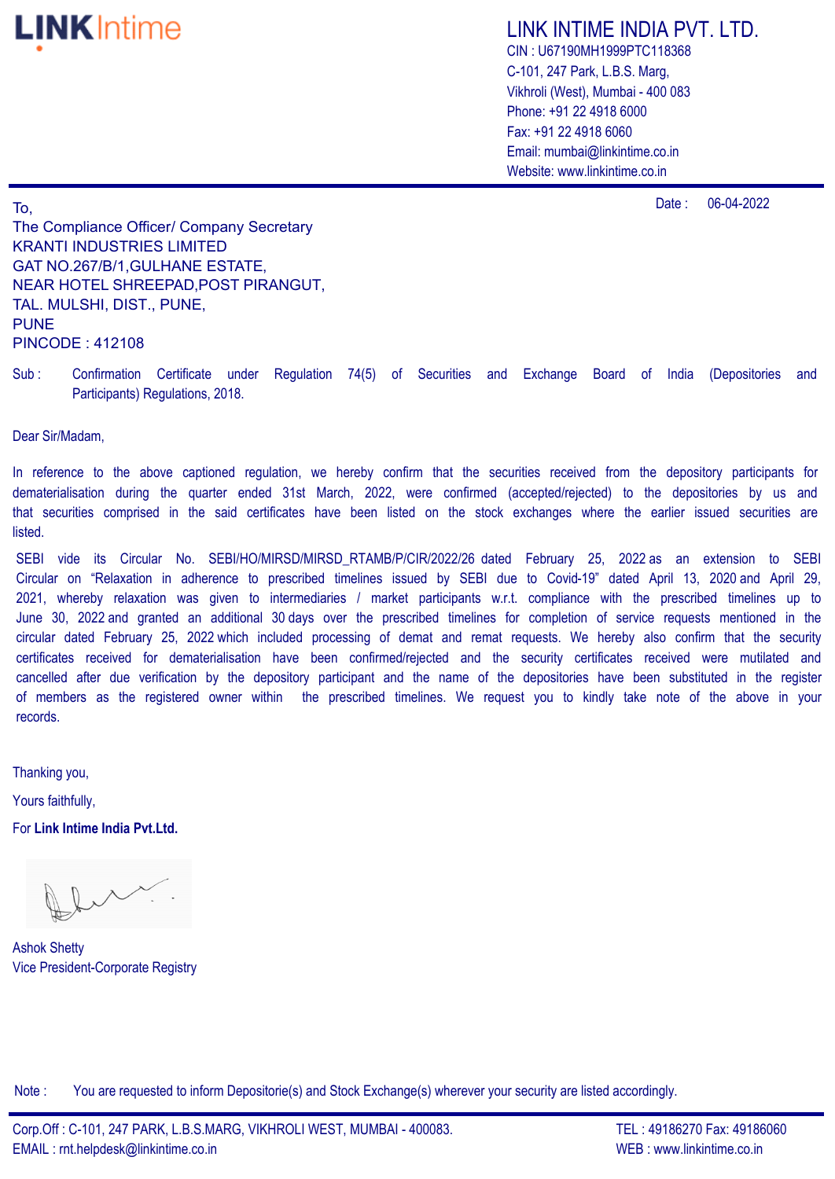**LINK** Intime

LINK INTIME INDIA PVT. LTD.
CIN : U67190MH1999PTC118368
C-101, 247 Park, L.B.S. Marg,
Vikhroli (West), Mumbai - 400 083
Phone: +91 22 4918 6000
Fax: +91 22 4918 6060
Email: mumbai@linkintime.co.in
Website: www.linkintime.co.in

Date : 06-04-2022

To,
The Compliance Officer/ Company Secretary
KRANTI INDUSTRIES LIMITED
GAT NO.267/B/1,GULHANE ESTATE,
NEAR HOTEL SHREEPAD,POST PIRANGUT,
TAL. MULSHI, DIST., PUNE,
PUNE
PINCODE : 412108

Sub : Confirmation Certificate under Regulation 74(5) of Securities and Exchange Board of India (Depositories and Participants) Regulations, 2018.

Dear Sir/Madam,

In reference to the above captioned regulation, we hereby confirm that the securities received from the depository participants for dematerialisation during the quarter ended 31st March, 2022, were confirmed (accepted/rejected) to the depositories by us and that securities comprised in the said certificates have been listed on the stock exchanges where the earlier issued securities are listed.

SEBI vide its Circular No. SEBI/HO/MIRSD/MIRSD_RTAMB/P/CIR/2022/26 dated February 25, 2022 as an extension to SEBI Circular on "Relaxation in adherence to prescribed timelines issued by SEBI due to Covid-19" dated April 13, 2020 and April 29, 2021, whereby relaxation was given to intermediaries / market participants w.r.t. compliance with the prescribed timelines up to June 30, 2022 and granted an additional 30 days over the prescribed timelines for completion of service requests mentioned in the circular dated February 25, 2022 which included processing of demat and remat requests. We hereby also confirm that the security certificates received for dematerialisation have been confirmed/rejected and the security certificates received were mutilated and cancelled after due verification by the depository participant and the name of the depositories have been substituted in the register of members as the registered owner within the prescribed timelines. We request you to kindly take note of the above in your records.

Thanking you,

Yours faithfully,

For **Link Intime India Pvt.Ltd.**

Ashok Shetty
Vice President-Corporate Registry

Note : You are requested to inform Depositorie(s) and Stock Exchange(s) wherever your security are listed accordingly.

Corp.Off : C-101, 247 PARK, L.B.S.MARG, VIKHROLI WEST, MUMBAI - 400083.
EMAIL : rnt.helpdesk@linkintime.co.in
TEL : 49186270 Fax: 49186060
WEB : www.linkintime.co.in